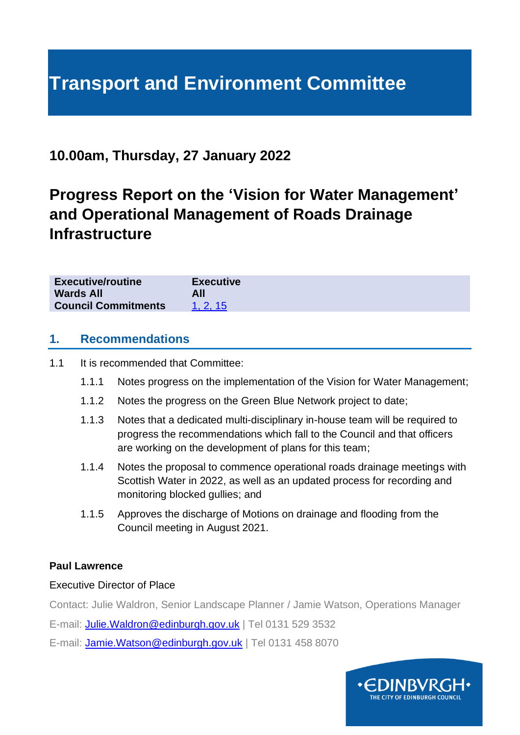# Transport and Environment Committee

## 10.00am, Thursday, 27 January 2022

# Progress Report on the 'Vision for Water Management' and Operational Management of Roads Drainage Infrastructure

| | |
|---|---|
| **Executive/routine** | **Executive** |
| **Wards All** | **All** |
| **Council Commitments** | [1, 2, 15]() |

## 1. Recommendations

1.1 It is recommended that Committee:

1.1.1 Notes progress on the implementation of the Vision for Water Management;

1.1.2 Notes the progress on the Green Blue Network project to date;

1.1.3 Notes that a dedicated multi-disciplinary in-house team will be required to progress the recommendations which fall to the Council and that officers are working on the development of plans for this team;

1.1.4 Notes the proposal to commence operational roads drainage meetings with Scottish Water in 2022, as well as an updated process for recording and monitoring blocked gullies; and

1.1.5 Approves the discharge of Motions on drainage and flooding from the Council meeting in August 2021.

**Paul Lawrence**

Executive Director of Place

Contact: Julie Waldron, Senior Landscape Planner / Jamie Watson, Operations Manager

E-mail: Julie.Waldron@edinburgh.gov.uk | Tel 0131 529 3532

E-mail: Jamie.Watson@edinburgh.gov.uk | Tel 0131 458 8070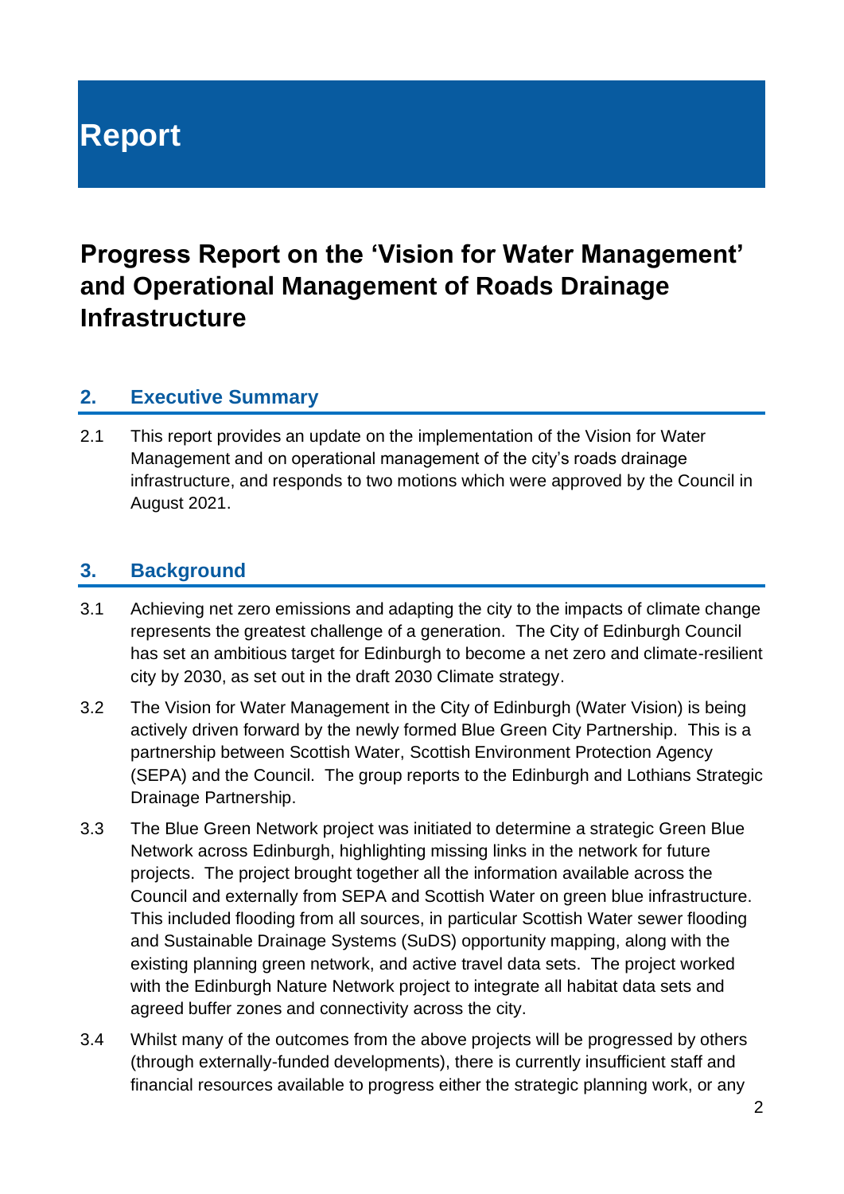# Report

## Progress Report on the 'Vision for Water Management' and Operational Management of Roads Drainage Infrastructure

### 2. Executive Summary

2.1 This report provides an update on the implementation of the Vision for Water Management and on operational management of the city's roads drainage infrastructure, and responds to two motions which were approved by the Council in August 2021.

### 3. Background

3.1 Achieving net zero emissions and adapting the city to the impacts of climate change represents the greatest challenge of a generation. The City of Edinburgh Council has set an ambitious target for Edinburgh to become a net zero and climate-resilient city by 2030, as set out in the draft 2030 Climate strategy.

3.2 The Vision for Water Management in the City of Edinburgh (Water Vision) is being actively driven forward by the newly formed Blue Green City Partnership. This is a partnership between Scottish Water, Scottish Environment Protection Agency (SEPA) and the Council. The group reports to the Edinburgh and Lothians Strategic Drainage Partnership.

3.3 The Blue Green Network project was initiated to determine a strategic Green Blue Network across Edinburgh, highlighting missing links in the network for future projects. The project brought together all the information available across the Council and externally from SEPA and Scottish Water on green blue infrastructure. This included flooding from all sources, in particular Scottish Water sewer flooding and Sustainable Drainage Systems (SuDS) opportunity mapping, along with the existing planning green network, and active travel data sets. The project worked with the Edinburgh Nature Network project to integrate all habitat data sets and agreed buffer zones and connectivity across the city.

3.4 Whilst many of the outcomes from the above projects will be progressed by others (through externally-funded developments), there is currently insufficient staff and financial resources available to progress either the strategic planning work, or any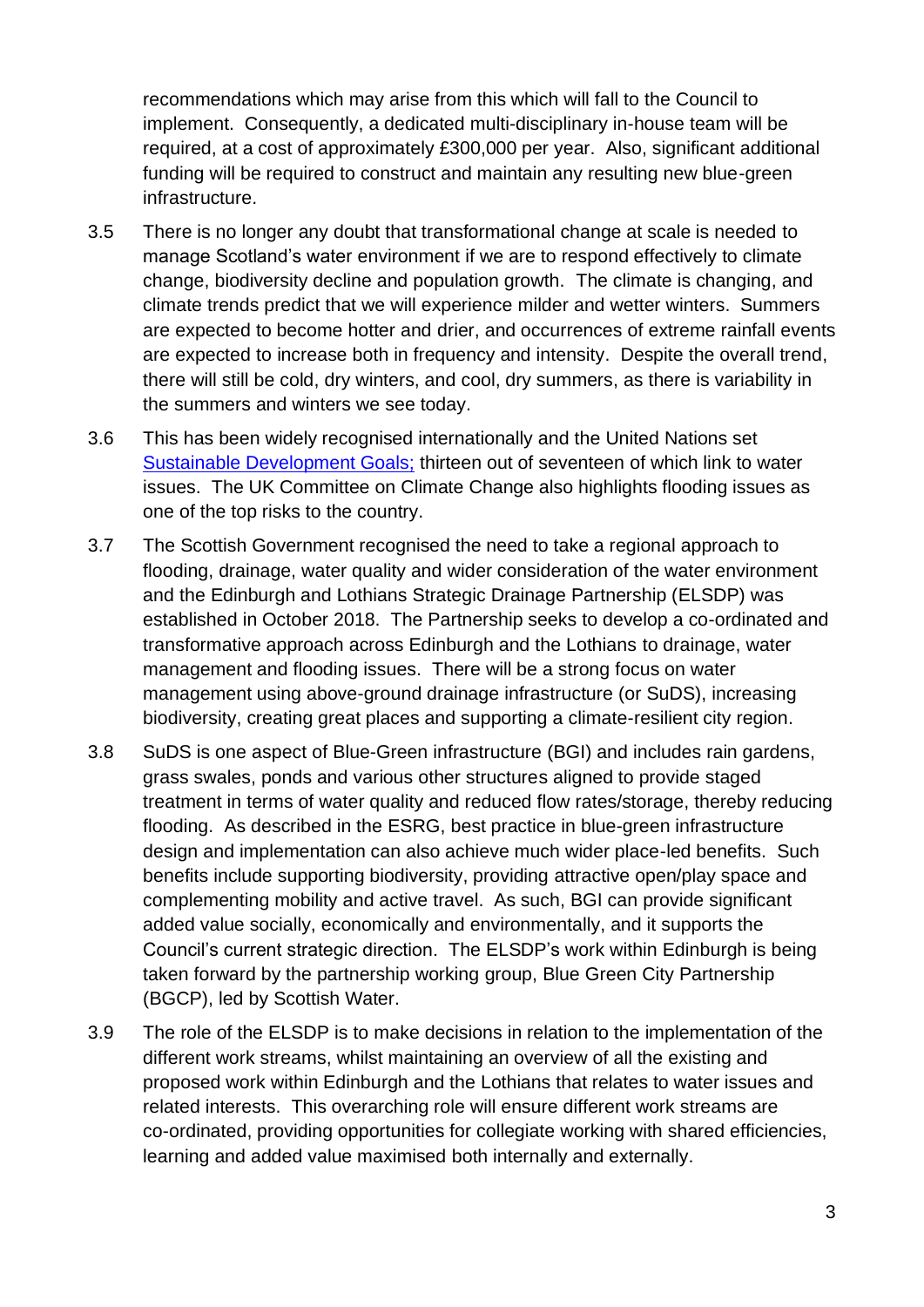recommendations which may arise from this which will fall to the Council to implement. Consequently, a dedicated multi-disciplinary in-house team will be required, at a cost of approximately £300,000 per year. Also, significant additional funding will be required to construct and maintain any resulting new blue-green infrastructure.

3.5 There is no longer any doubt that transformational change at scale is needed to manage Scotland's water environment if we are to respond effectively to climate change, biodiversity decline and population growth. The climate is changing, and climate trends predict that we will experience milder and wetter winters. Summers are expected to become hotter and drier, and occurrences of extreme rainfall events are expected to increase both in frequency and intensity. Despite the overall trend, there will still be cold, dry winters, and cool, dry summers, as there is variability in the summers and winters we see today.

3.6 This has been widely recognised internationally and the United Nations set Sustainable Development Goals; thirteen out of seventeen of which link to water issues. The UK Committee on Climate Change also highlights flooding issues as one of the top risks to the country.

3.7 The Scottish Government recognised the need to take a regional approach to flooding, drainage, water quality and wider consideration of the water environment and the Edinburgh and Lothians Strategic Drainage Partnership (ELSDP) was established in October 2018. The Partnership seeks to develop a co-ordinated and transformative approach across Edinburgh and the Lothians to drainage, water management and flooding issues. There will be a strong focus on water management using above-ground drainage infrastructure (or SuDS), increasing biodiversity, creating great places and supporting a climate-resilient city region.

3.8 SuDS is one aspect of Blue-Green infrastructure (BGI) and includes rain gardens, grass swales, ponds and various other structures aligned to provide staged treatment in terms of water quality and reduced flow rates/storage, thereby reducing flooding. As described in the ESRG, best practice in blue-green infrastructure design and implementation can also achieve much wider place-led benefits. Such benefits include supporting biodiversity, providing attractive open/play space and complementing mobility and active travel. As such, BGI can provide significant added value socially, economically and environmentally, and it supports the Council's current strategic direction. The ELSDP's work within Edinburgh is being taken forward by the partnership working group, Blue Green City Partnership (BGCP), led by Scottish Water.

3.9 The role of the ELSDP is to make decisions in relation to the implementation of the different work streams, whilst maintaining an overview of all the existing and proposed work within Edinburgh and the Lothians that relates to water issues and related interests. This overarching role will ensure different work streams are co-ordinated, providing opportunities for collegiate working with shared efficiencies, learning and added value maximised both internally and externally.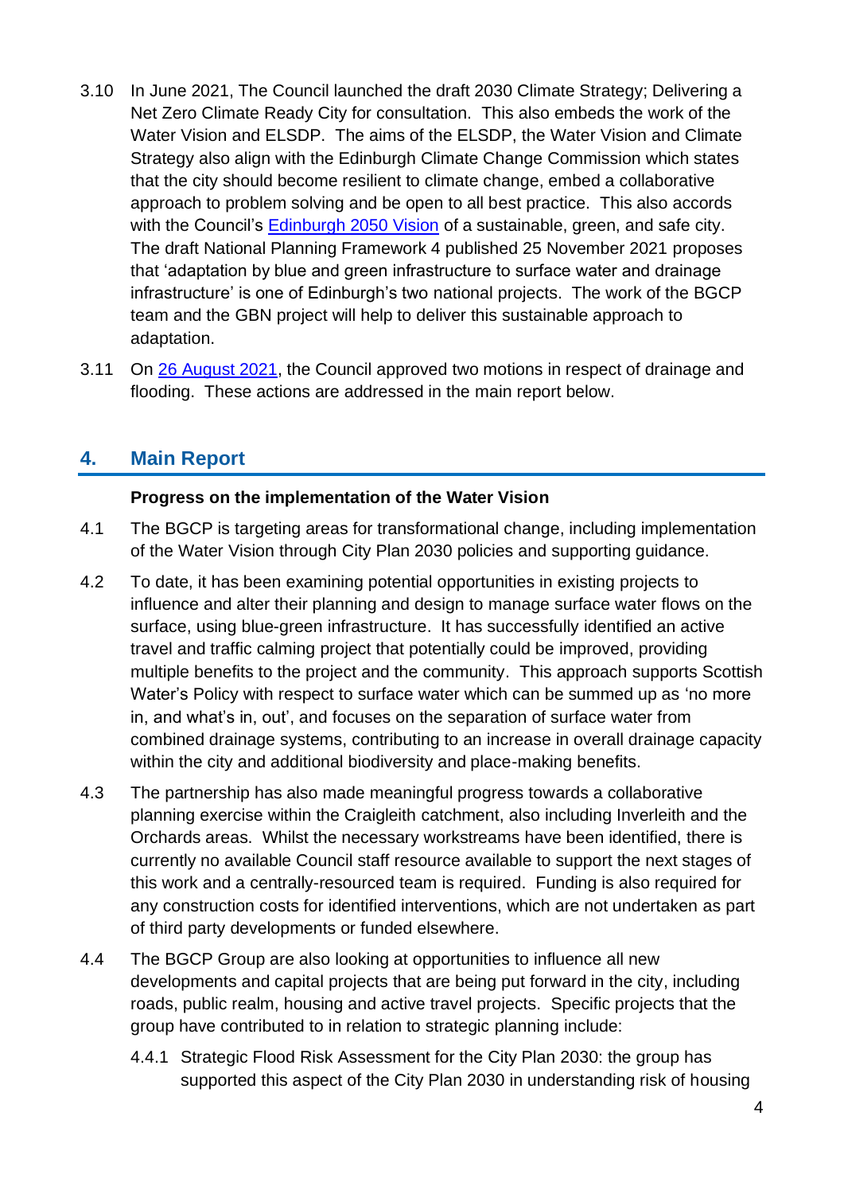3.10 In June 2021, The Council launched the draft 2030 Climate Strategy; Delivering a Net Zero Climate Ready City for consultation. This also embeds the work of the Water Vision and ELSDP. The aims of the ELSDP, the Water Vision and Climate Strategy also align with the Edinburgh Climate Change Commission which states that the city should become resilient to climate change, embed a collaborative approach to problem solving and be open to all best practice. This also accords with the Council's [Edinburgh 2050 Vision](#) of a sustainable, green, and safe city. The draft National Planning Framework 4 published 25 November 2021 proposes that 'adaptation by blue and green infrastructure to surface water and drainage infrastructure' is one of Edinburgh's two national projects. The work of the BGCP team and the GBN project will help to deliver this sustainable approach to adaptation.

3.11 On [26 August 2021](#), the Council approved two motions in respect of drainage and flooding. These actions are addressed in the main report below.

## 4. Main Report

**Progress on the implementation of the Water Vision**

4.1 The BGCP is targeting areas for transformational change, including implementation of the Water Vision through City Plan 2030 policies and supporting guidance.

4.2 To date, it has been examining potential opportunities in existing projects to influence and alter their planning and design to manage surface water flows on the surface, using blue-green infrastructure. It has successfully identified an active travel and traffic calming project that potentially could be improved, providing multiple benefits to the project and the community. This approach supports Scottish Water's Policy with respect to surface water which can be summed up as 'no more in, and what's in, out', and focuses on the separation of surface water from combined drainage systems, contributing to an increase in overall drainage capacity within the city and additional biodiversity and place-making benefits.

4.3 The partnership has also made meaningful progress towards a collaborative planning exercise within the Craigleith catchment, also including Inverleith and the Orchards areas. Whilst the necessary workstreams have been identified, there is currently no available Council staff resource available to support the next stages of this work and a centrally-resourced team is required. Funding is also required for any construction costs for identified interventions, which are not undertaken as part of third party developments or funded elsewhere.

4.4 The BGCP Group are also looking at opportunities to influence all new developments and capital projects that are being put forward in the city, including roads, public realm, housing and active travel projects. Specific projects that the group have contributed to in relation to strategic planning include:

4.4.1 Strategic Flood Risk Assessment for the City Plan 2030: the group has supported this aspect of the City Plan 2030 in understanding risk of housing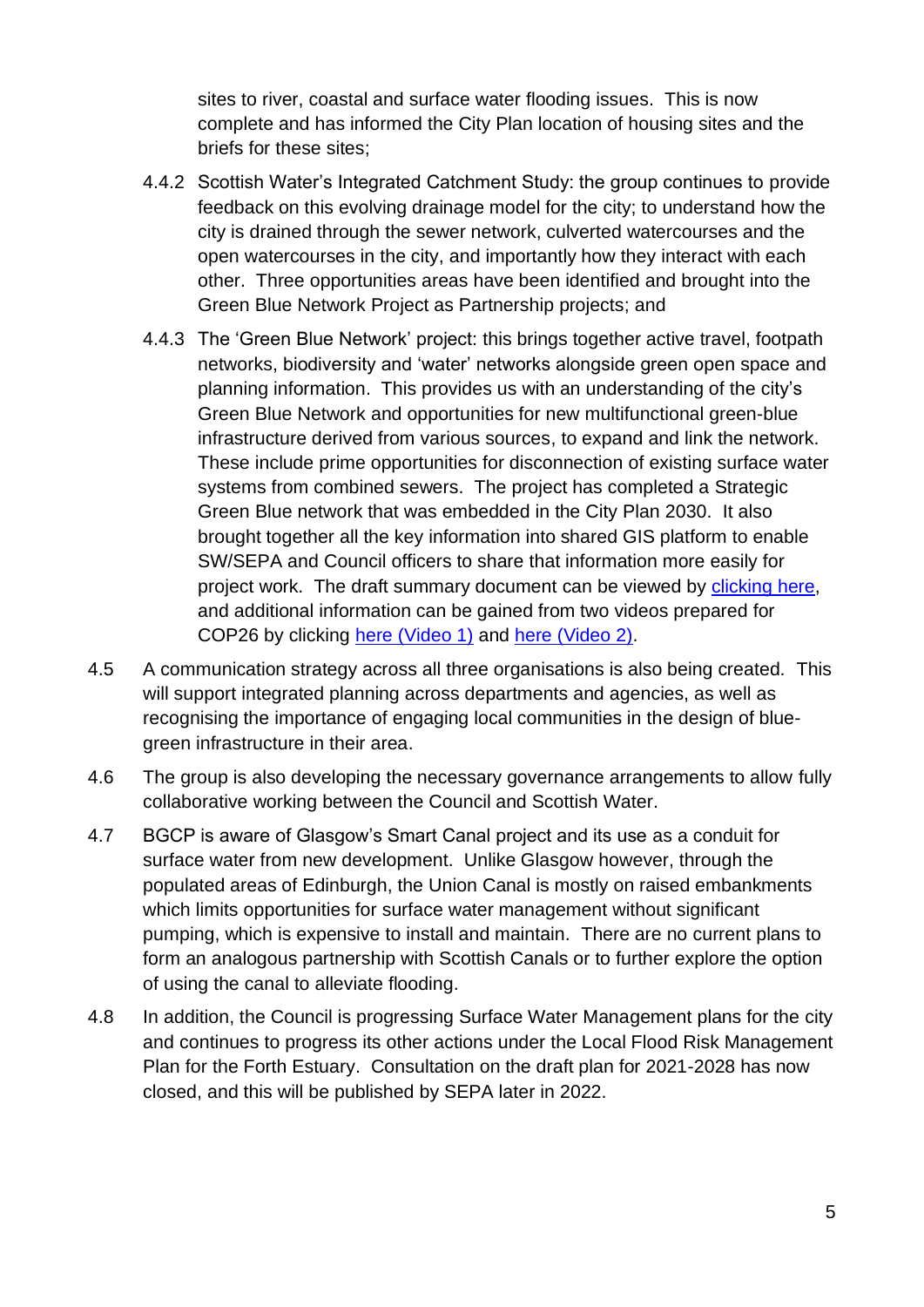sites to river, coastal and surface water flooding issues. This is now complete and has informed the City Plan location of housing sites and the briefs for these sites;

4.4.2 Scottish Water's Integrated Catchment Study: the group continues to provide feedback on this evolving drainage model for the city; to understand how the city is drained through the sewer network, culverted watercourses and the open watercourses in the city, and importantly how they interact with each other. Three opportunities areas have been identified and brought into the Green Blue Network Project as Partnership projects; and

4.4.3 The 'Green Blue Network' project: this brings together active travel, footpath networks, biodiversity and 'water' networks alongside green open space and planning information. This provides us with an understanding of the city's Green Blue Network and opportunities for new multifunctional green-blue infrastructure derived from various sources, to expand and link the network. These include prime opportunities for disconnection of existing surface water systems from combined sewers. The project has completed a Strategic Green Blue network that was embedded in the City Plan 2030. It also brought together all the key information into shared GIS platform to enable SW/SEPA and Council officers to share that information more easily for project work. The draft summary document can be viewed by clicking here, and additional information can be gained from two videos prepared for COP26 by clicking here (Video 1) and here (Video 2).

4.5 A communication strategy across all three organisations is also being created. This will support integrated planning across departments and agencies, as well as recognising the importance of engaging local communities in the design of blue-green infrastructure in their area.

4.6 The group is also developing the necessary governance arrangements to allow fully collaborative working between the Council and Scottish Water.

4.7 BGCP is aware of Glasgow's Smart Canal project and its use as a conduit for surface water from new development. Unlike Glasgow however, through the populated areas of Edinburgh, the Union Canal is mostly on raised embankments which limits opportunities for surface water management without significant pumping, which is expensive to install and maintain. There are no current plans to form an analogous partnership with Scottish Canals or to further explore the option of using the canal to alleviate flooding.

4.8 In addition, the Council is progressing Surface Water Management plans for the city and continues to progress its other actions under the Local Flood Risk Management Plan for the Forth Estuary. Consultation on the draft plan for 2021-2028 has now closed, and this will be published by SEPA later in 2022.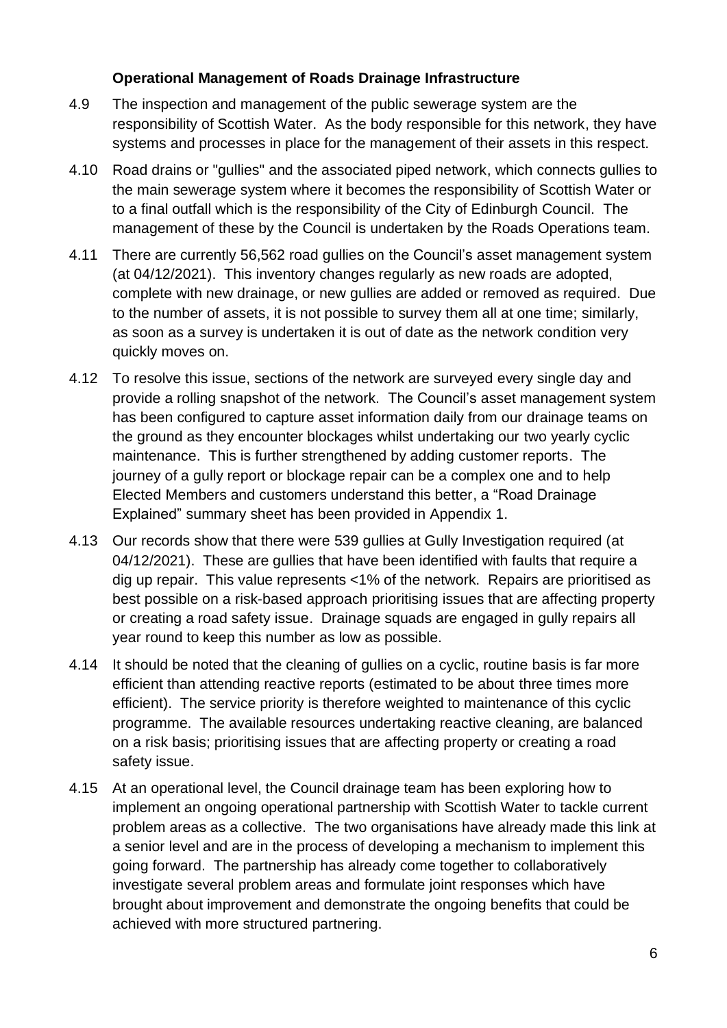**Operational Management of Roads Drainage Infrastructure**

4.9 The inspection and management of the public sewerage system are the responsibility of Scottish Water. As the body responsible for this network, they have systems and processes in place for the management of their assets in this respect.

4.10 Road drains or "gullies" and the associated piped network, which connects gullies to the main sewerage system where it becomes the responsibility of Scottish Water or to a final outfall which is the responsibility of the City of Edinburgh Council. The management of these by the Council is undertaken by the Roads Operations team.

4.11 There are currently 56,562 road gullies on the Council's asset management system (at 04/12/2021). This inventory changes regularly as new roads are adopted, complete with new drainage, or new gullies are added or removed as required. Due to the number of assets, it is not possible to survey them all at one time; similarly, as soon as a survey is undertaken it is out of date as the network condition very quickly moves on.

4.12 To resolve this issue, sections of the network are surveyed every single day and provide a rolling snapshot of the network. The Council's asset management system has been configured to capture asset information daily from our drainage teams on the ground as they encounter blockages whilst undertaking our two yearly cyclic maintenance. This is further strengthened by adding customer reports. The journey of a gully report or blockage repair can be a complex one and to help Elected Members and customers understand this better, a "Road Drainage Explained" summary sheet has been provided in Appendix 1.

4.13 Our records show that there were 539 gullies at Gully Investigation required (at 04/12/2021). These are gullies that have been identified with faults that require a dig up repair. This value represents <1% of the network. Repairs are prioritised as best possible on a risk-based approach prioritising issues that are affecting property or creating a road safety issue. Drainage squads are engaged in gully repairs all year round to keep this number as low as possible.

4.14 It should be noted that the cleaning of gullies on a cyclic, routine basis is far more efficient than attending reactive reports (estimated to be about three times more efficient). The service priority is therefore weighted to maintenance of this cyclic programme. The available resources undertaking reactive cleaning, are balanced on a risk basis; prioritising issues that are affecting property or creating a road safety issue.

4.15 At an operational level, the Council drainage team has been exploring how to implement an ongoing operational partnership with Scottish Water to tackle current problem areas as a collective. The two organisations have already made this link at a senior level and are in the process of developing a mechanism to implement this going forward. The partnership has already come together to collaboratively investigate several problem areas and formulate joint responses which have brought about improvement and demonstrate the ongoing benefits that could be achieved with more structured partnering.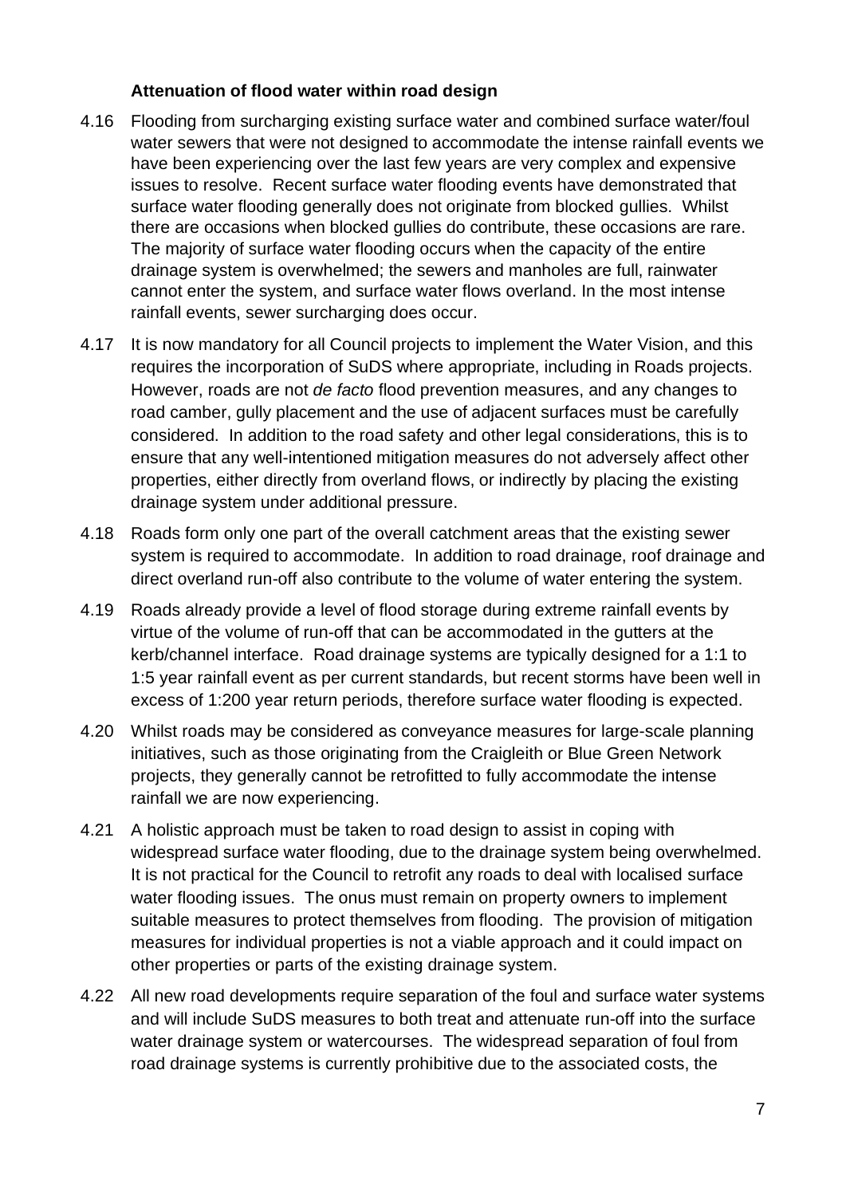### Attenuation of flood water within road design

4.16 Flooding from surcharging existing surface water and combined surface water/foul water sewers that were not designed to accommodate the intense rainfall events we have been experiencing over the last few years are very complex and expensive issues to resolve. Recent surface water flooding events have demonstrated that surface water flooding generally does not originate from blocked gullies. Whilst there are occasions when blocked gullies do contribute, these occasions are rare. The majority of surface water flooding occurs when the capacity of the entire drainage system is overwhelmed; the sewers and manholes are full, rainwater cannot enter the system, and surface water flows overland. In the most intense rainfall events, sewer surcharging does occur.

4.17 It is now mandatory for all Council projects to implement the Water Vision, and this requires the incorporation of SuDS where appropriate, including in Roads projects. However, roads are not *de facto* flood prevention measures, and any changes to road camber, gully placement and the use of adjacent surfaces must be carefully considered. In addition to the road safety and other legal considerations, this is to ensure that any well-intentioned mitigation measures do not adversely affect other properties, either directly from overland flows, or indirectly by placing the existing drainage system under additional pressure.

4.18 Roads form only one part of the overall catchment areas that the existing sewer system is required to accommodate. In addition to road drainage, roof drainage and direct overland run-off also contribute to the volume of water entering the system.

4.19 Roads already provide a level of flood storage during extreme rainfall events by virtue of the volume of run-off that can be accommodated in the gutters at the kerb/channel interface. Road drainage systems are typically designed for a 1:1 to 1:5 year rainfall event as per current standards, but recent storms have been well in excess of 1:200 year return periods, therefore surface water flooding is expected.

4.20 Whilst roads may be considered as conveyance measures for large-scale planning initiatives, such as those originating from the Craigleith or Blue Green Network projects, they generally cannot be retrofitted to fully accommodate the intense rainfall we are now experiencing.

4.21 A holistic approach must be taken to road design to assist in coping with widespread surface water flooding, due to the drainage system being overwhelmed. It is not practical for the Council to retrofit any roads to deal with localised surface water flooding issues. The onus must remain on property owners to implement suitable measures to protect themselves from flooding. The provision of mitigation measures for individual properties is not a viable approach and it could impact on other properties or parts of the existing drainage system.

4.22 All new road developments require separation of the foul and surface water systems and will include SuDS measures to both treat and attenuate run-off into the surface water drainage system or watercourses. The widespread separation of foul from road drainage systems is currently prohibitive due to the associated costs, the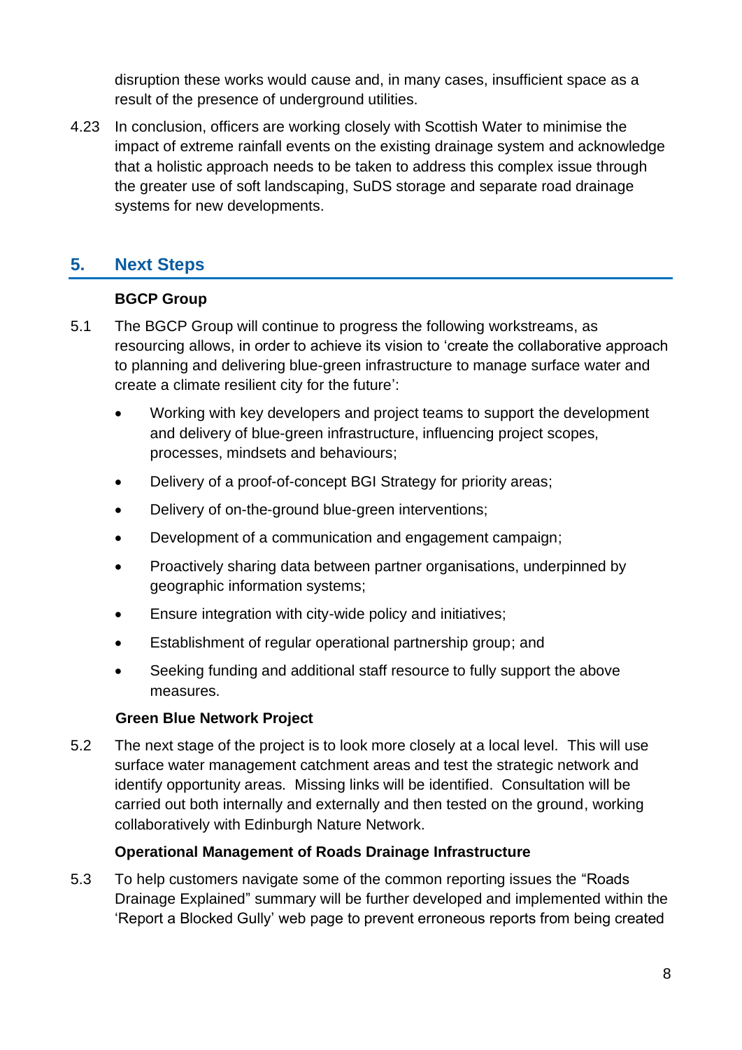disruption these works would cause and, in many cases, insufficient space as a result of the presence of underground utilities.

4.23 In conclusion, officers are working closely with Scottish Water to minimise the impact of extreme rainfall events on the existing drainage system and acknowledge that a holistic approach needs to be taken to address this complex issue through the greater use of soft landscaping, SuDS storage and separate road drainage systems for new developments.

## 5. Next Steps

**BGCP Group**

5.1 The BGCP Group will continue to progress the following workstreams, as resourcing allows, in order to achieve its vision to 'create the collaborative approach to planning and delivering blue-green infrastructure to manage surface water and create a climate resilient city for the future':

- Working with key developers and project teams to support the development and delivery of blue-green infrastructure, influencing project scopes, processes, mindsets and behaviours;
- Delivery of a proof-of-concept BGI Strategy for priority areas;
- Delivery of on-the-ground blue-green interventions;
- Development of a communication and engagement campaign;
- Proactively sharing data between partner organisations, underpinned by geographic information systems;
- Ensure integration with city-wide policy and initiatives;
- Establishment of regular operational partnership group; and
- Seeking funding and additional staff resource to fully support the above measures.

**Green Blue Network Project**

5.2 The next stage of the project is to look more closely at a local level. This will use surface water management catchment areas and test the strategic network and identify opportunity areas. Missing links will be identified. Consultation will be carried out both internally and externally and then tested on the ground, working collaboratively with Edinburgh Nature Network.

**Operational Management of Roads Drainage Infrastructure**

5.3 To help customers navigate some of the common reporting issues the "Roads Drainage Explained" summary will be further developed and implemented within the 'Report a Blocked Gully' web page to prevent erroneous reports from being created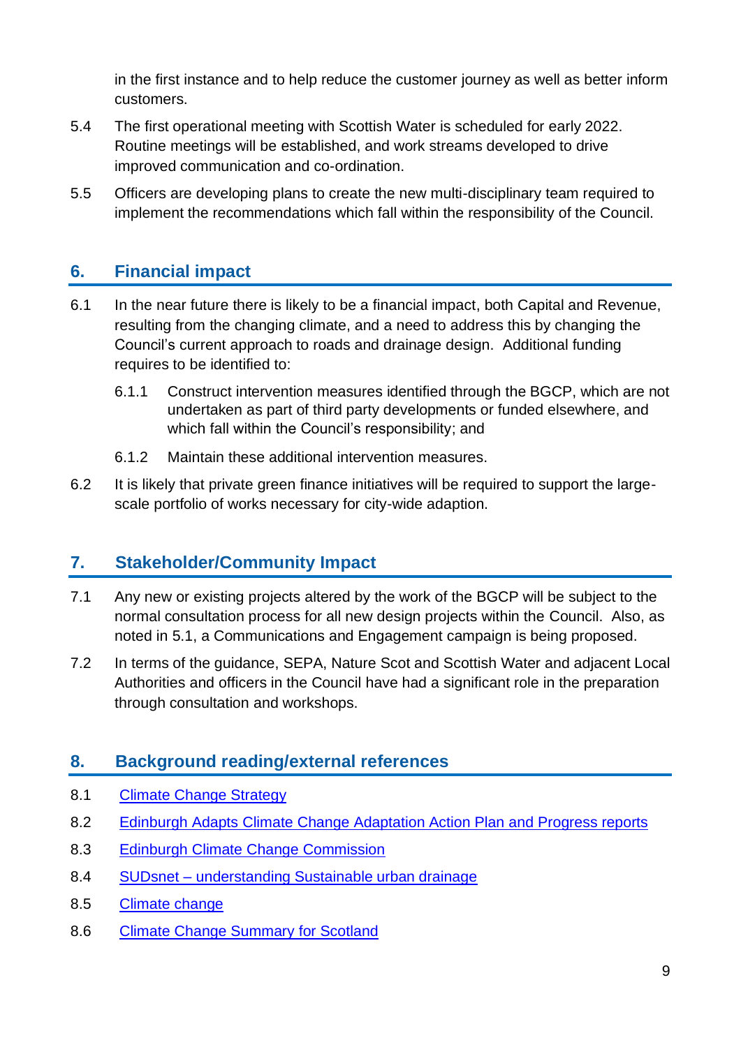in the first instance and to help reduce the customer journey as well as better inform customers.

5.4 The first operational meeting with Scottish Water is scheduled for early 2022. Routine meetings will be established, and work streams developed to drive improved communication and co-ordination.

5.5 Officers are developing plans to create the new multi-disciplinary team required to implement the recommendations which fall within the responsibility of the Council.

## 6. Financial impact

6.1 In the near future there is likely to be a financial impact, both Capital and Revenue, resulting from the changing climate, and a need to address this by changing the Council's current approach to roads and drainage design. Additional funding requires to be identified to:

6.1.1 Construct intervention measures identified through the BGCP, which are not undertaken as part of third party developments or funded elsewhere, and which fall within the Council's responsibility; and

6.1.2 Maintain these additional intervention measures.

6.2 It is likely that private green finance initiatives will be required to support the large-scale portfolio of works necessary for city-wide adaption.

## 7. Stakeholder/Community Impact

7.1 Any new or existing projects altered by the work of the BGCP will be subject to the normal consultation process for all new design projects within the Council. Also, as noted in 5.1, a Communications and Engagement campaign is being proposed.

7.2 In terms of the guidance, SEPA, Nature Scot and Scottish Water and adjacent Local Authorities and officers in the Council have had a significant role in the preparation through consultation and workshops.

## 8. Background reading/external references

8.1 Climate Change Strategy

8.2 Edinburgh Adapts Climate Change Adaptation Action Plan and Progress reports

8.3 Edinburgh Climate Change Commission

8.4 SUDsnet – understanding Sustainable urban drainage

8.5 Climate change

8.6 Climate Change Summary for Scotland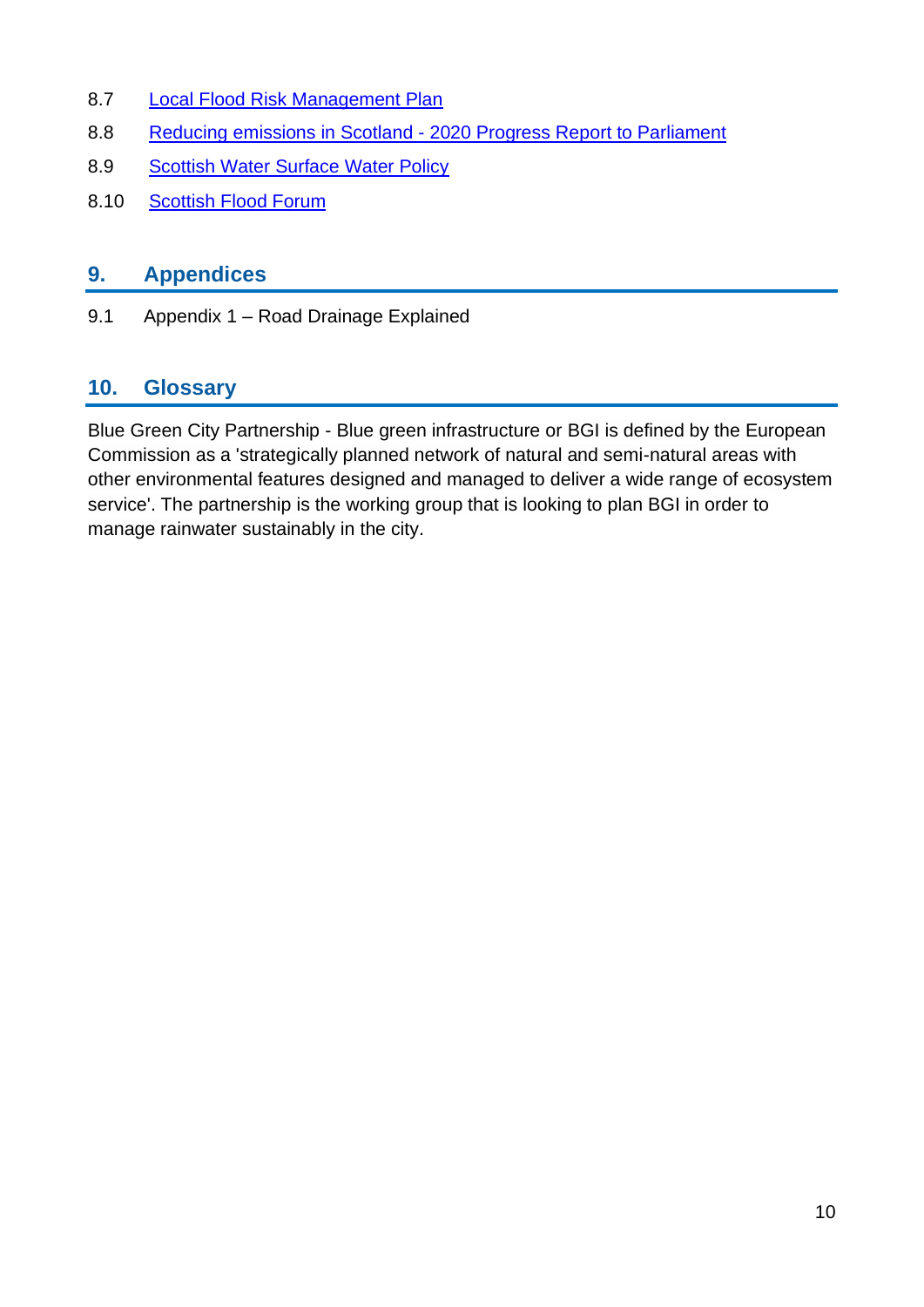8.7 Local Flood Risk Management Plan

8.8 Reducing emissions in Scotland - 2020 Progress Report to Parliament

8.9 Scottish Water Surface Water Policy

8.10 Scottish Flood Forum

## 9. Appendices

9.1 Appendix 1 – Road Drainage Explained

## 10. Glossary

Blue Green City Partnership - Blue green infrastructure or BGI is defined by the European Commission as a 'strategically planned network of natural and semi-natural areas with other environmental features designed and managed to deliver a wide range of ecosystem service'. The partnership is the working group that is looking to plan BGI in order to manage rainwater sustainably in the city.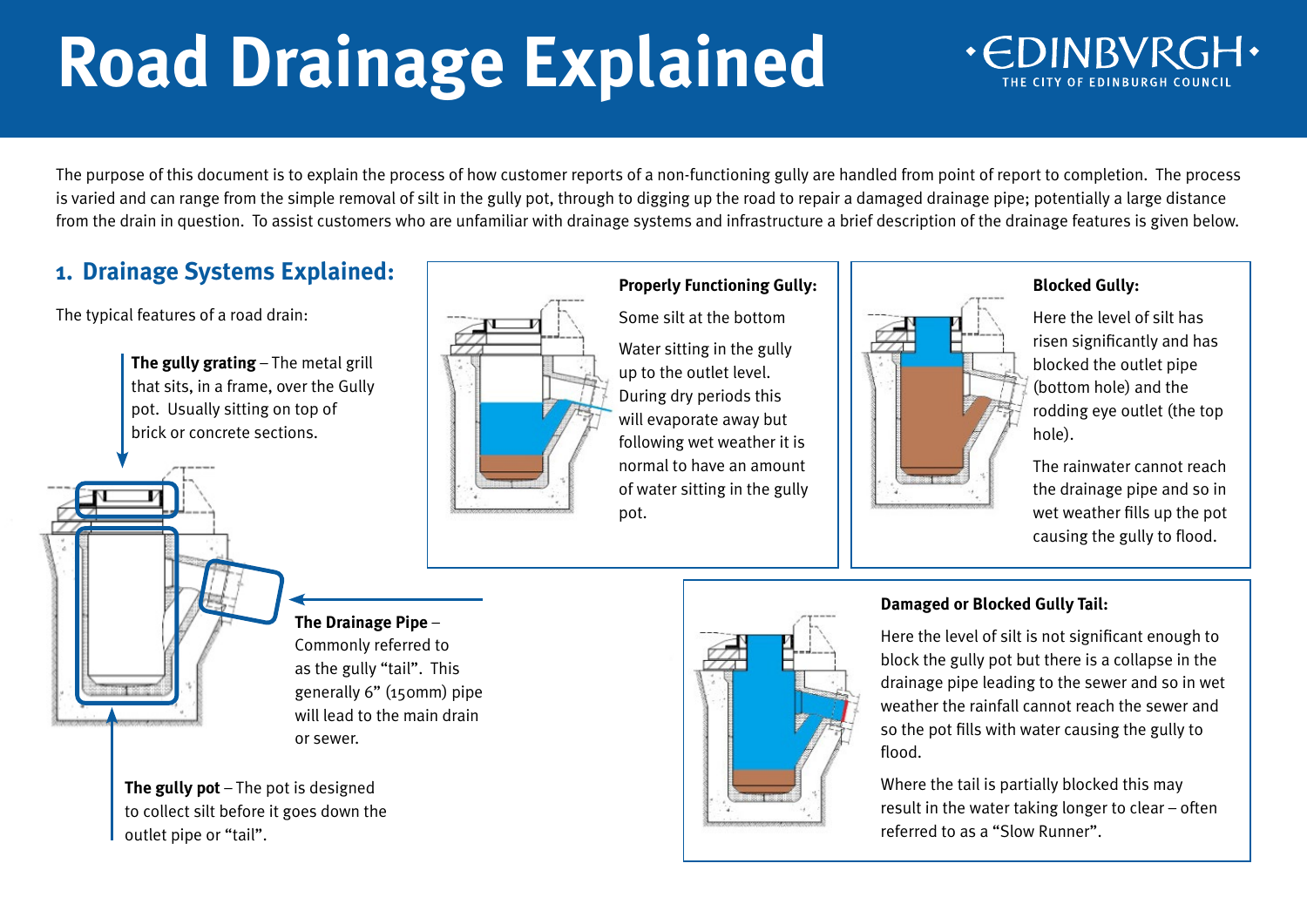# Road Drainage Explained

·EDINBVRGH·
THE CITY OF EDINBURGH COUNCIL

The purpose of this document is to explain the process of how customer reports of a non-functioning gully are handled from point of report to completion. The process is varied and can range from the simple removal of silt in the gully pot, through to digging up the road to repair a damaged drainage pipe; potentially a large distance from the drain in question. To assist customers who are unfamiliar with drainage systems and infrastructure a brief description of the drainage features is given below.

## 1. Drainage Systems Explained:

The typical features of a road drain:

**The gully grating** – The metal grill that sits, in a frame, over the Gully pot. Usually sitting on top of brick or concrete sections.

**The Drainage Pipe** – Commonly referred to as the gully "tail". This generally 6" (150mm) pipe will lead to the main drain or sewer.

**The gully pot** – The pot is designed to collect silt before it goes down the outlet pipe or "tail".

**Properly Functioning Gully:**

Some silt at the bottom

Water sitting in the gully up to the outlet level. During dry periods this will evaporate away but following wet weather it is normal to have an amount of water sitting in the gully pot.

**Blocked Gully:**

Here the level of silt has risen significantly and has blocked the outlet pipe (bottom hole) and the rodding eye outlet (the top hole).

The rainwater cannot reach the drainage pipe and so in wet weather fills up the pot causing the gully to flood.

**Damaged or Blocked Gully Tail:**

Here the level of silt is not significant enough to block the gully pot but there is a collapse in the drainage pipe leading to the sewer and so in wet weather the rainfall cannot reach the sewer and so the pot fills with water causing the gully to flood.

Where the tail is partially blocked this may result in the water taking longer to clear – often referred to as a "Slow Runner".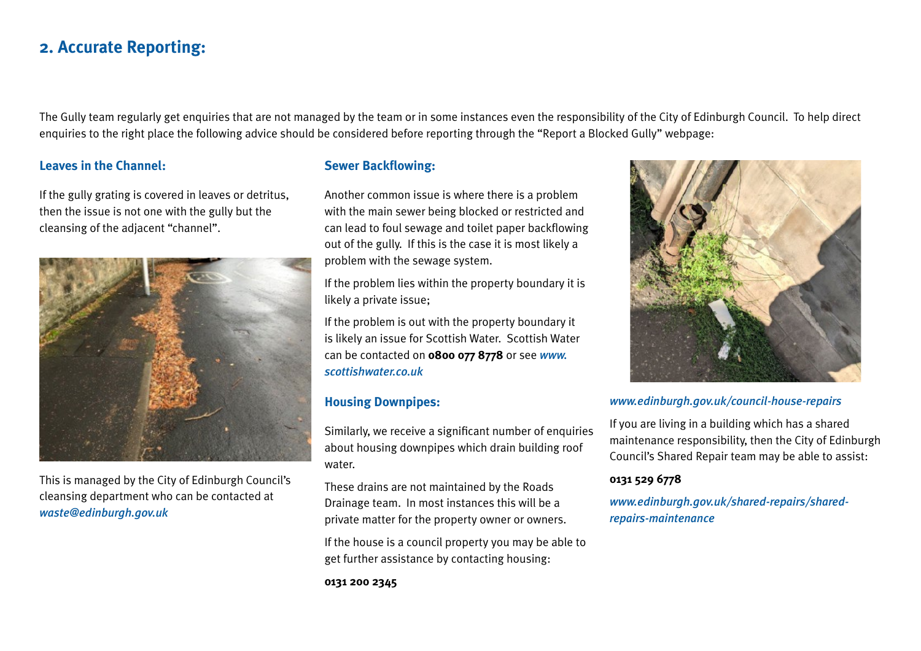## 2. Accurate Reporting:

The Gully team regularly get enquiries that are not managed by the team or in some instances even the responsibility of the City of Edinburgh Council. To help direct enquiries to the right place the following advice should be considered before reporting through the "Report a Blocked Gully" webpage:

### Leaves in the Channel:

If the gully grating is covered in leaves or detritus, then the issue is not one with the gully but the cleansing of the adjacent "channel".

This is managed by the City of Edinburgh Council's cleansing department who can be contacted at *waste@edinburgh.gov.uk*

### Sewer Backflowing:

Another common issue is where there is a problem with the main sewer being blocked or restricted and can lead to foul sewage and toilet paper backflowing out of the gully. If this is the case it is most likely a problem with the sewage system.

If the problem lies within the property boundary it is likely a private issue;

If the problem is out with the property boundary it is likely an issue for Scottish Water. Scottish Water can be contacted on **0800 077 8778** or see *www.scottishwater.co.uk*

### Housing Downpipes:

Similarly, we receive a significant number of enquiries about housing downpipes which drain building roof water.

These drains are not maintained by the Roads Drainage team. In most instances this will be a private matter for the property owner or owners.

If the house is a council property you may be able to get further assistance by contacting housing:

**0131 200 2345**

*www.edinburgh.gov.uk/council-house-repairs*

If you are living in a building which has a shared maintenance responsibility, then the City of Edinburgh Council's Shared Repair team may be able to assist:

**0131 529 6778**

*www.edinburgh.gov.uk/shared-repairs/shared-repairs-maintenance*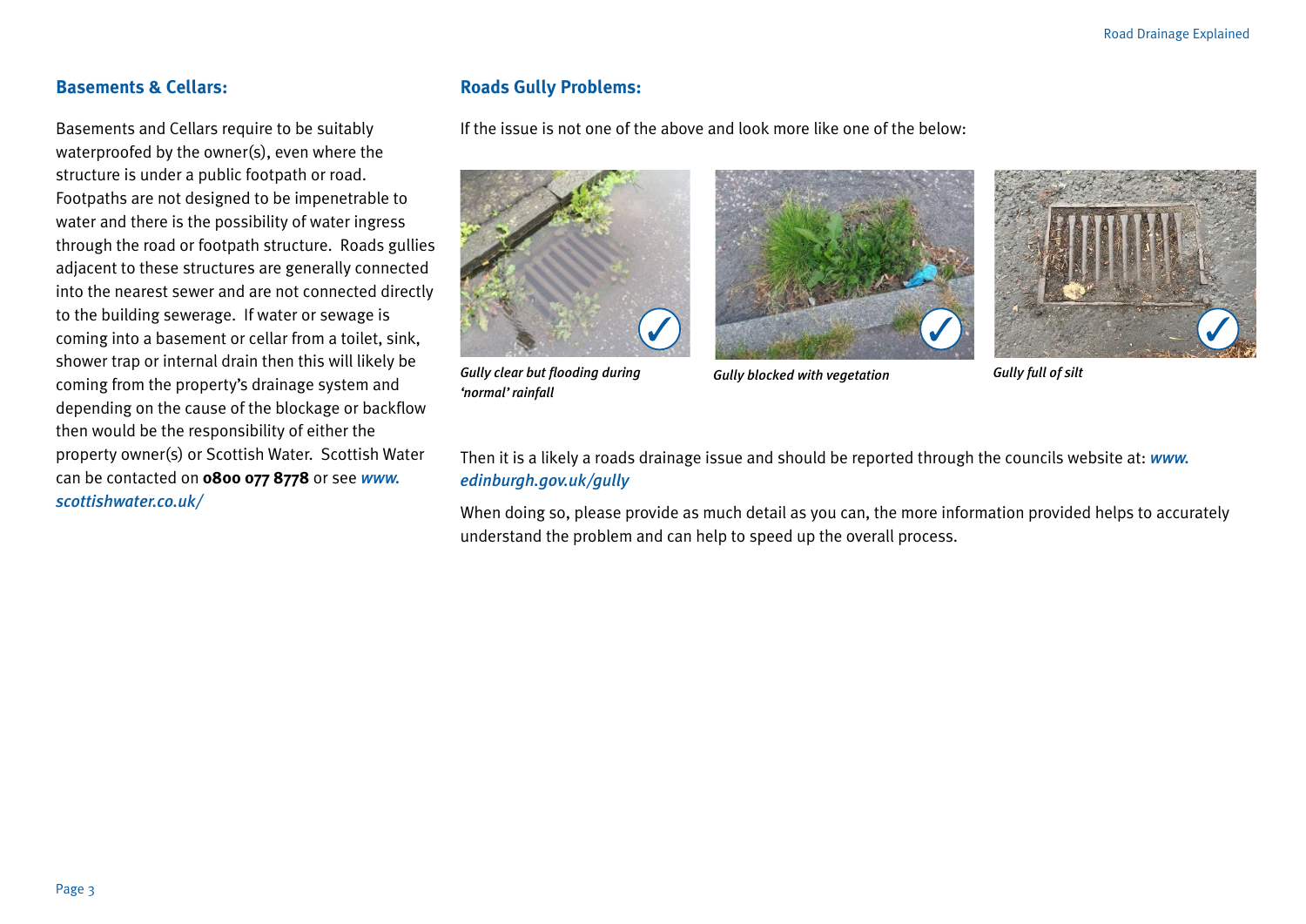## Basements & Cellars:

Basements and Cellars require to be suitably waterproofed by the owner(s), even where the structure is under a public footpath or road. Footpaths are not designed to be impenetrable to water and there is the possibility of water ingress through the road or footpath structure. Roads gullies adjacent to these structures are generally connected into the nearest sewer and are not connected directly to the building sewerage. If water or sewage is coming into a basement or cellar from a toilet, sink, shower trap or internal drain then this will likely be coming from the property's drainage system and depending on the cause of the blockage or backflow then would be the responsibility of either the property owner(s) or Scottish Water. Scottish Water can be contacted on **0800 077 8778** or see *www.scottishwater.co.uk/*

## Roads Gully Problems:

If the issue is not one of the above and look more like one of the below:

*Gully clear but flooding during 'normal' rainfall*

*Gully blocked with vegetation*

*Gully full of silt*

Then it is a likely a roads drainage issue and should be reported through the councils website at: *www.edinburgh.gov.uk/gully*

When doing so, please provide as much detail as you can, the more information provided helps to accurately understand the problem and can help to speed up the overall process.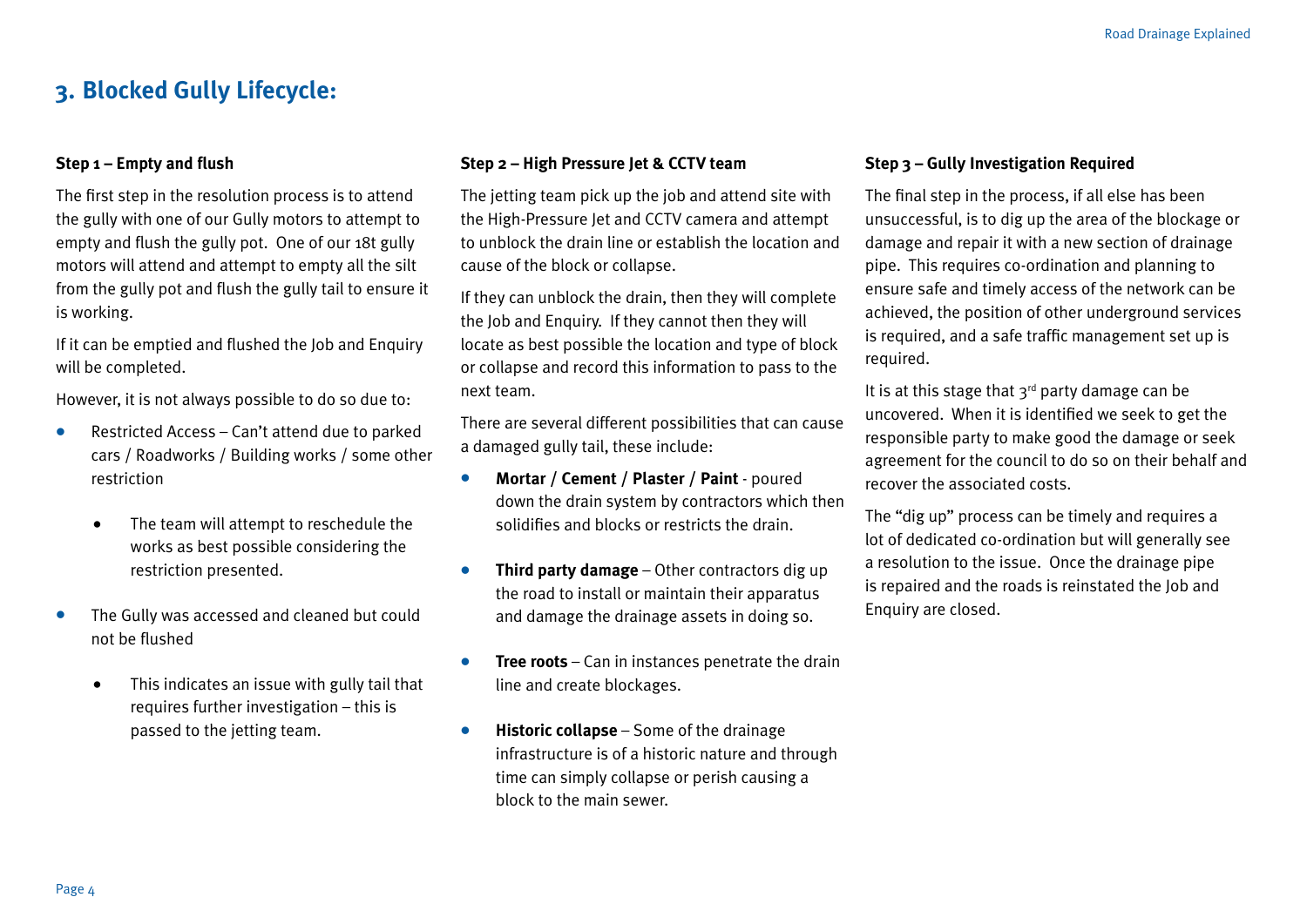## 3. Blocked Gully Lifecycle:

**Step 1 – Empty and flush**

The first step in the resolution process is to attend the gully with one of our Gully motors to attempt to empty and flush the gully pot. One of our 18t gully motors will attend and attempt to empty all the silt from the gully pot and flush the gully tail to ensure it is working.

If it can be emptied and flushed the Job and Enquiry will be completed.

However, it is not always possible to do so due to:

- Restricted Access – Can't attend due to parked cars / Roadworks / Building works / some other restriction
    - The team will attempt to reschedule the works as best possible considering the restriction presented.
- The Gully was accessed and cleaned but could not be flushed
    - This indicates an issue with gully tail that requires further investigation – this is passed to the jetting team.

**Step 2 – High Pressure Jet & CCTV team**

The jetting team pick up the job and attend site with the High-Pressure Jet and CCTV camera and attempt to unblock the drain line or establish the location and cause of the block or collapse.

If they can unblock the drain, then they will complete the Job and Enquiry. If they cannot then they will locate as best possible the location and type of block or collapse and record this information to pass to the next team.

There are several different possibilities that can cause a damaged gully tail, these include:

- **Mortar / Cement / Plaster / Paint** - poured down the drain system by contractors which then solidifies and blocks or restricts the drain.
- **Third party damage** – Other contractors dig up the road to install or maintain their apparatus and damage the drainage assets in doing so.
- **Tree roots** – Can in instances penetrate the drain line and create blockages.
- **Historic collapse** – Some of the drainage infrastructure is of a historic nature and through time can simply collapse or perish causing a block to the main sewer.

**Step 3 – Gully Investigation Required**

The final step in the process, if all else has been unsuccessful, is to dig up the area of the blockage or damage and repair it with a new section of drainage pipe. This requires co-ordination and planning to ensure safe and timely access of the network can be achieved, the position of other underground services is required, and a safe traffic management set up is required.

It is at this stage that 3rd party damage can be uncovered. When it is identified we seek to get the responsible party to make good the damage or seek agreement for the council to do so on their behalf and recover the associated costs.

The "dig up" process can be timely and requires a lot of dedicated co-ordination but will generally see a resolution to the issue. Once the drainage pipe is repaired and the roads is reinstated the Job and Enquiry are closed.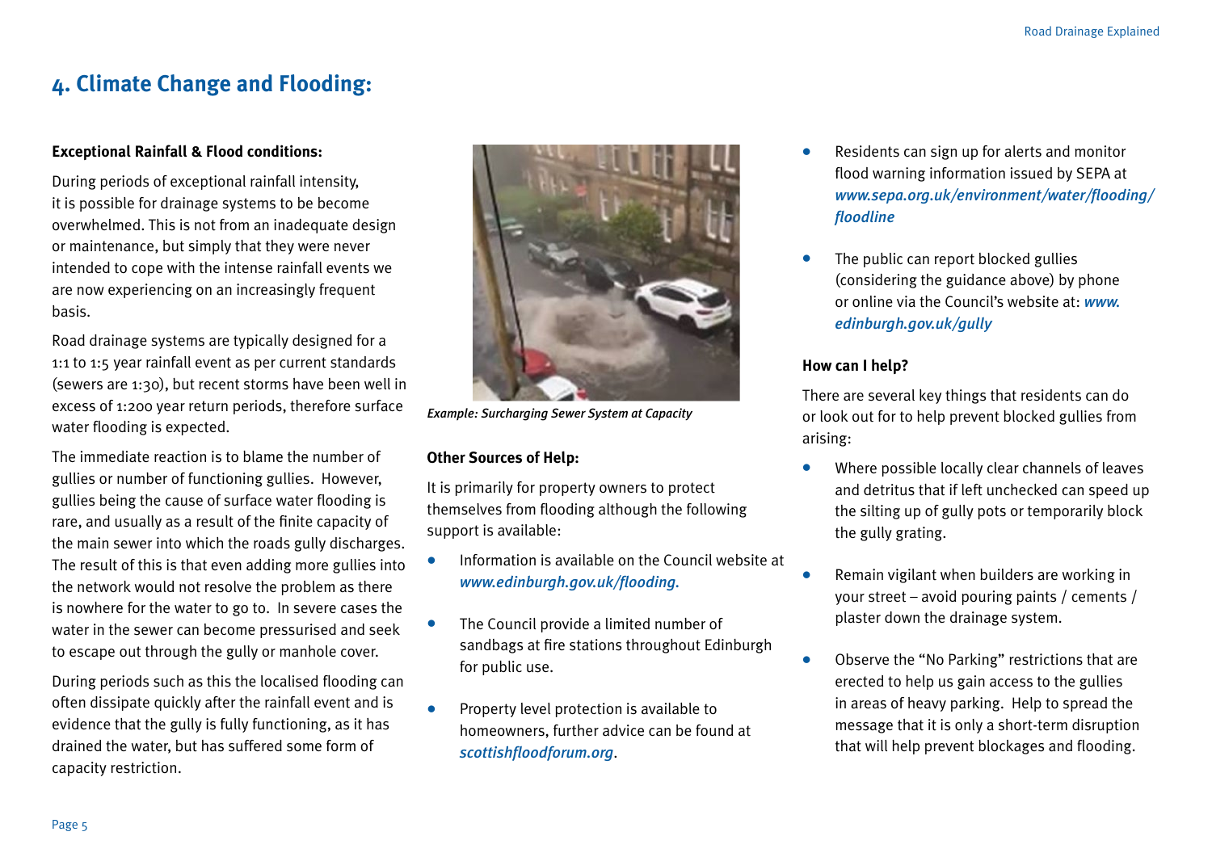## 4. Climate Change and Flooding:

**Exceptional Rainfall & Flood conditions:**

During periods of exceptional rainfall intensity, it is possible for drainage systems to be become overwhelmed. This is not from an inadequate design or maintenance, but simply that they were never intended to cope with the intense rainfall events we are now experiencing on an increasingly frequent basis.

Road drainage systems are typically designed for a 1:1 to 1:5 year rainfall event as per current standards (sewers are 1:30), but recent storms have been well in excess of 1:200 year return periods, therefore surface water flooding is expected.

The immediate reaction is to blame the number of gullies or number of functioning gullies. However, gullies being the cause of surface water flooding is rare, and usually as a result of the finite capacity of the main sewer into which the roads gully discharges. The result of this is that even adding more gullies into the network would not resolve the problem as there is nowhere for the water to go to. In severe cases the water in the sewer can become pressurised and seek to escape out through the gully or manhole cover.

During periods such as this the localised flooding can often dissipate quickly after the rainfall event and is evidence that the gully is fully functioning, as it has drained the water, but has suffered some form of capacity restriction.

*Example: Surcharging Sewer System at Capacity*

**Other Sources of Help:**

It is primarily for property owners to protect themselves from flooding although the following support is available:

- Information is available on the Council website at *www.edinburgh.gov.uk/flooding.*
- The Council provide a limited number of sandbags at fire stations throughout Edinburgh for public use.
- Property level protection is available to homeowners, further advice can be found at *scottishfloodforum.org*.
- Residents can sign up for alerts and monitor flood warning information issued by SEPA at *www.sepa.org.uk/environment/water/flooding/floodline*
- The public can report blocked gullies (considering the guidance above) by phone or online via the Council's website at: *www.edinburgh.gov.uk/gully*

**How can I help?**

There are several key things that residents can do or look out for to help prevent blocked gullies from arising:

- Where possible locally clear channels of leaves and detritus that if left unchecked can speed up the silting up of gully pots or temporarily block the gully grating.
- Remain vigilant when builders are working in your street – avoid pouring paints / cements / plaster down the drainage system.
- Observe the "No Parking" restrictions that are erected to help us gain access to the gullies in areas of heavy parking. Help to spread the message that it is only a short-term disruption that will help prevent blockages and flooding.